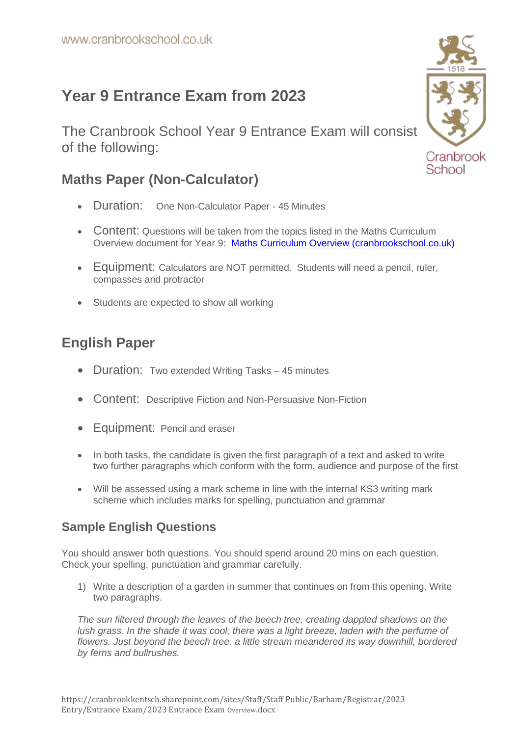www.cranbrookschool.co.uk

# Year 9 Entrance Exam from 2023

The Cranbrook School Year 9 Entrance Exam will consist of the following:

## Maths Paper (Non-Calculator)

- Duration: One Non-Calculator Paper - 45 Minutes
- Content: Questions will be taken from the topics listed in the Maths Curriculum Overview document for Year 9: [Maths Curriculum Overview (cranbrookschool.co.uk)]
- Equipment: Calculators are NOT permitted. Students will need a pencil, ruler, compasses and protractor
- Students are expected to show all working

## English Paper

- Duration: Two extended Writing Tasks – 45 minutes
- Content: Descriptive Fiction and Non-Persuasive Non-Fiction
- Equipment: Pencil and eraser
- In both tasks, the candidate is given the first paragraph of a text and asked to write two further paragraphs which conform with the form, audience and purpose of the first
- Will be assessed using a mark scheme in line with the internal KS3 writing mark scheme which includes marks for spelling, punctuation and grammar

### Sample English Questions

You should answer both questions. You should spend around 20 mins on each question. Check your spelling, punctuation and grammar carefully.

1) Write a description of a garden in summer that continues on from this opening. Write two paragraphs.

*The sun filtered through the leaves of the beech tree, creating dappled shadows on the lush grass. In the shade it was cool; there was a light breeze, laden with the perfume of flowers. Just beyond the beech tree, a little stream meandered its way downhill, bordered by ferns and bullrushes.*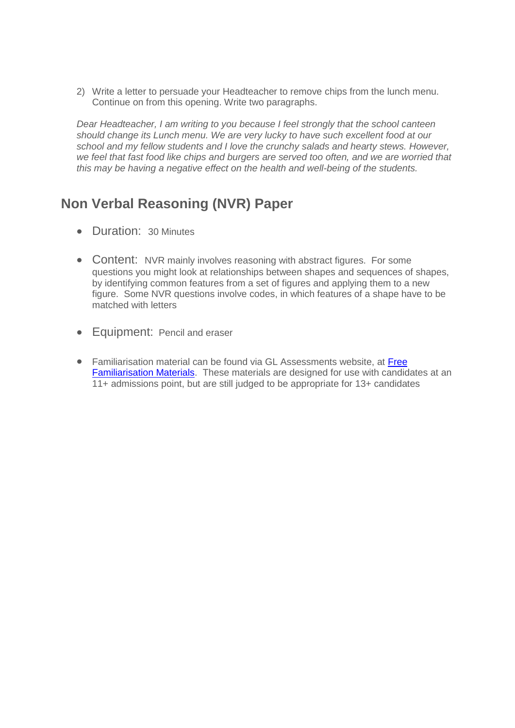2) Write a letter to persuade your Headteacher to remove chips from the lunch menu. Continue on from this opening. Write two paragraphs.

*Dear Headteacher, I am writing to you because I feel strongly that the school canteen should change its Lunch menu. We are very lucky to have such excellent food at our school and my fellow students and I love the crunchy salads and hearty stews. However, we feel that fast food like chips and burgers are served too often, and we are worried that this may be having a negative effect on the health and well-being of the students.*

## Non Verbal Reasoning (NVR) Paper

- Duration: 30 Minutes
- Content: NVR mainly involves reasoning with abstract figures. For some questions you might look at relationships between shapes and sequences of shapes, by identifying common features from a set of figures and applying them to a new figure. Some NVR questions involve codes, in which features of a shape have to be matched with letters
- Equipment: Pencil and eraser
- Familiarisation material can be found via GL Assessments website, at Free Familiarisation Materials. These materials are designed for use with candidates at an 11+ admissions point, but are still judged to be appropriate for 13+ candidates